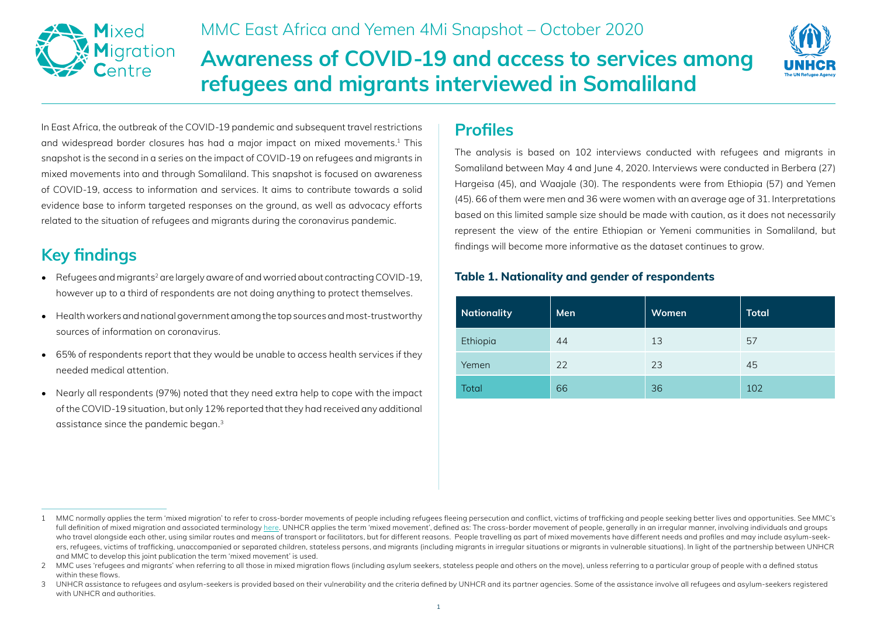MMC East Africa and Yemen 4Mi Snapshot – October 2020

# Awareness of COVID-19 and access to services among refugees and migrants interviewed in Somaliland

In East Africa, the outbreak of the COVID-19 pandemic and subsequent travel restrictions and widespread border closures has had a major impact on mixed movements.[1] This snapshot is the second in a series on the impact of COVID-19 on refugees and migrants in mixed movements into and through Somaliland. This snapshot is focused on awareness of COVID-19, access to information and services. It aims to contribute towards a solid evidence base to inform targeted responses on the ground, as well as advocacy efforts related to the situation of refugees and migrants during the coronavirus pandemic.

## Key findings

- Refugees and migrants[2] are largely aware of and worried about contracting COVID-19, however up to a third of respondents are not doing anything to protect themselves.
- Health workers and national government among the top sources and most-trustworthy sources of information on coronavirus.
- 65% of respondents report that they would be unable to access health services if they needed medical attention.
- Nearly all respondents (97%) noted that they need extra help to cope with the impact of the COVID-19 situation, but only 12% reported that they had received any additional assistance since the pandemic began.[3]

## Profiles

The analysis is based on 102 interviews conducted with refugees and migrants in Somaliland between May 4 and June 4, 2020. Interviews were conducted in Berbera (27) Hargeisa (45), and Waajale (30). The respondents were from Ethiopia (57) and Yemen (45). 66 of them were men and 36 were women with an average age of 31. Interpretations based on this limited sample size should be made with caution, as it does not necessarily represent the view of the entire Ethiopian or Yemeni communities in Somaliland, but findings will become more informative as the dataset continues to grow.

### Table 1. Nationality and gender of respondents

| Nationality | Men | Women | Total |
|---|---|---|---|
| Ethiopia | 44 | 13 | 57 |
| Yemen | 22 | 23 | 45 |
| Total | 66 | 36 | 102 |

---

1 MMC normally applies the term 'mixed migration' to refer to cross-border movements of people including refugees fleeing persecution and conflict, victims of trafficking and people seeking better lives and opportunities. See MMC's full definition of mixed migration and associated terminology here. UNHCR applies the term 'mixed movement', defined as: The cross-border movement of people, generally in an irregular manner, involving individuals and groups who travel alongside each other, using similar routes and means of transport or facilitators, but for different reasons. People travelling as part of mixed movements have different needs and profiles and may include asylum-seekers, refugees, victims of trafficking, unaccompanied or separated children, stateless persons, and migrants (including migrants in irregular situations or migrants in vulnerable situations). In light of the partnership between UNHCR and MMC to develop this joint publication the term 'mixed movement' is used.

2 MMC uses 'refugees and migrants' when referring to all those in mixed migration flows (including asylum seekers, stateless people and others on the move), unless referring to a particular group of people with a defined status within these flows.

3 UNHCR assistance to refugees and asylum-seekers is provided based on their vulnerability and the criteria defined by UNHCR and its partner agencies. Some of the assistance involve all refugees and asylum-seekers registered with UNHCR and authorities.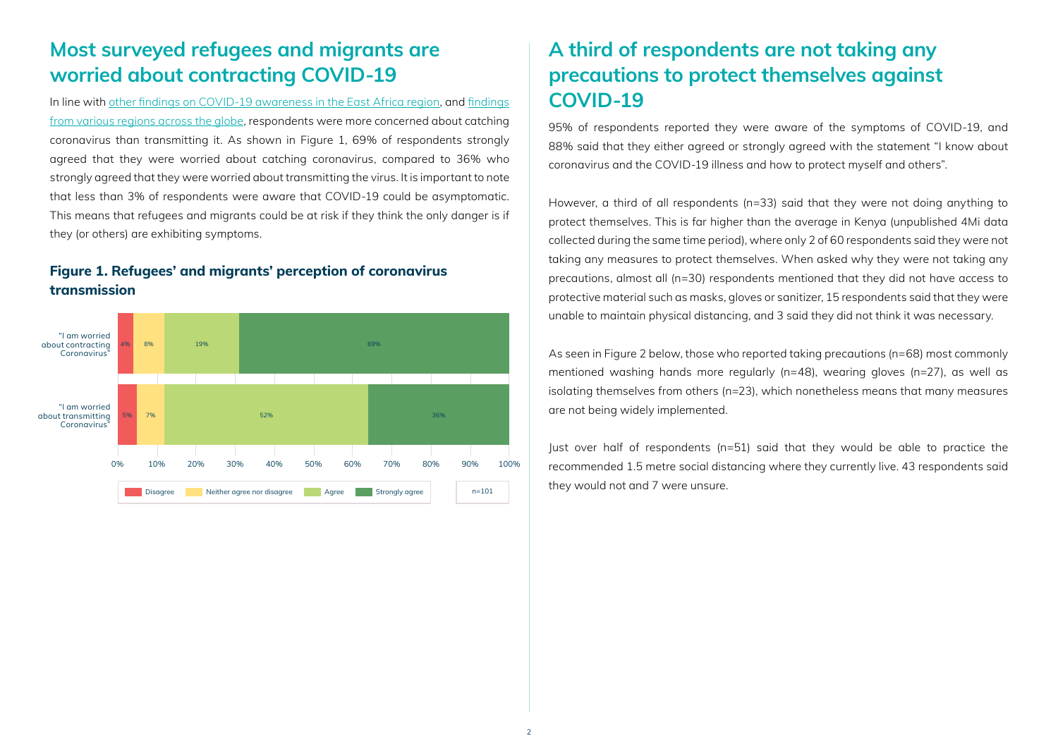## Most surveyed refugees and migrants are worried about contracting COVID-19

In line with other findings on COVID-19 awareness in the East Africa region, and findings from various regions across the globe, respondents were more concerned about catching coronavirus than transmitting it. As shown in Figure 1, 69% of respondents strongly agreed that they were worried about catching coronavirus, compared to 36% who strongly agreed that they were worried about transmitting the virus. It is important to note that less than 3% of respondents were aware that COVID-19 could be asymptomatic. This means that refugees and migrants could be at risk if they think the only danger is if they (or others) are exhibiting symptoms.

### Figure 1. Refugees' and migrants' perception of coronavirus transmission

| | Disagree | Neither agree nor disagree | Agree | Strongly agree |
|---|---|---|---|---|
| "I am worried about contracting Coronavirus" | 4% | 8% | 19% | 69% |
| "I am worried about transmitting Coronavirus" | 5% | 7% | 52% | 36% |

n=101

## A third of respondents are not taking any precautions to protect themselves against COVID-19

95% of respondents reported they were aware of the symptoms of COVID-19, and 88% said that they either agreed or strongly agreed with the statement "I know about coronavirus and the COVID-19 illness and how to protect myself and others".

However, a third of all respondents (n=33) said that they were not doing anything to protect themselves. This is far higher than the average in Kenya (unpublished 4Mi data collected during the same time period), where only 2 of 60 respondents said they were not taking any measures to protect themselves. When asked why they were not taking any precautions, almost all (n=30) respondents mentioned that they did not have access to protective material such as masks, gloves or sanitizer, 15 respondents said that they were unable to maintain physical distancing, and 3 said they did not think it was necessary.

As seen in Figure 2 below, those who reported taking precautions (n=68) most commonly mentioned washing hands more regularly (n=48), wearing gloves (n=27), as well as isolating themselves from others (n=23), which nonetheless means that many measures are not being widely implemented.

Just over half of respondents (n=51) said that they would be able to practice the recommended 1.5 metre social distancing where they currently live. 43 respondents said they would not and 7 were unsure.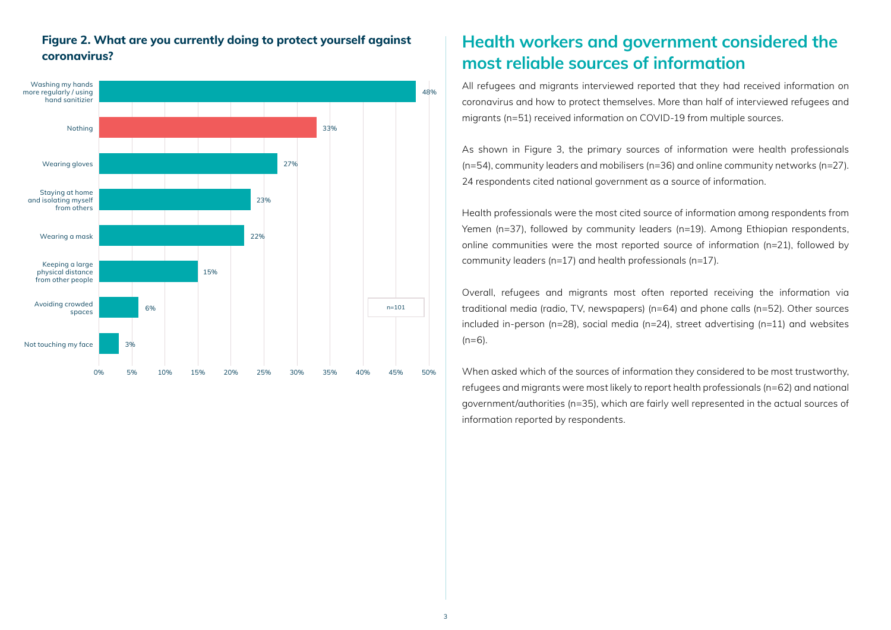**Figure 2. What are you currently doing to protect yourself against coronavirus?**

| Response | % |
|---|---|
| Washing my hands more regularly / using hand sanitizier | 48% |
| Nothing | 33% |
| Wearing gloves | 27% |
| Staying at home and isolating myself from others | 23% |
| Wearing a mask | 22% |
| Keeping a large physical distance from other people | 15% |
| Avoiding crowded spaces | 6% |
| Not touching my face | 3% |

n=101

## Health workers and government considered the most reliable sources of information

All refugees and migrants interviewed reported that they had received information on coronavirus and how to protect themselves. More than half of interviewed refugees and migrants (n=51) received information on COVID-19 from multiple sources.

As shown in Figure 3, the primary sources of information were health professionals (n=54), community leaders and mobilisers (n=36) and online community networks (n=27). 24 respondents cited national government as a source of information.

Health professionals were the most cited source of information among respondents from Yemen (n=37), followed by community leaders (n=19). Among Ethiopian respondents, online communities were the most reported source of information (n=21), followed by community leaders (n=17) and health professionals (n=17).

Overall, refugees and migrants most often reported receiving the information via traditional media (radio, TV, newspapers) (n=64) and phone calls (n=52). Other sources included in-person (n=28), social media (n=24), street advertising (n=11) and websites (n=6).

When asked which of the sources of information they considered to be most trustworthy, refugees and migrants were most likely to report health professionals (n=62) and national government/authorities (n=35), which are fairly well represented in the actual sources of information reported by respondents.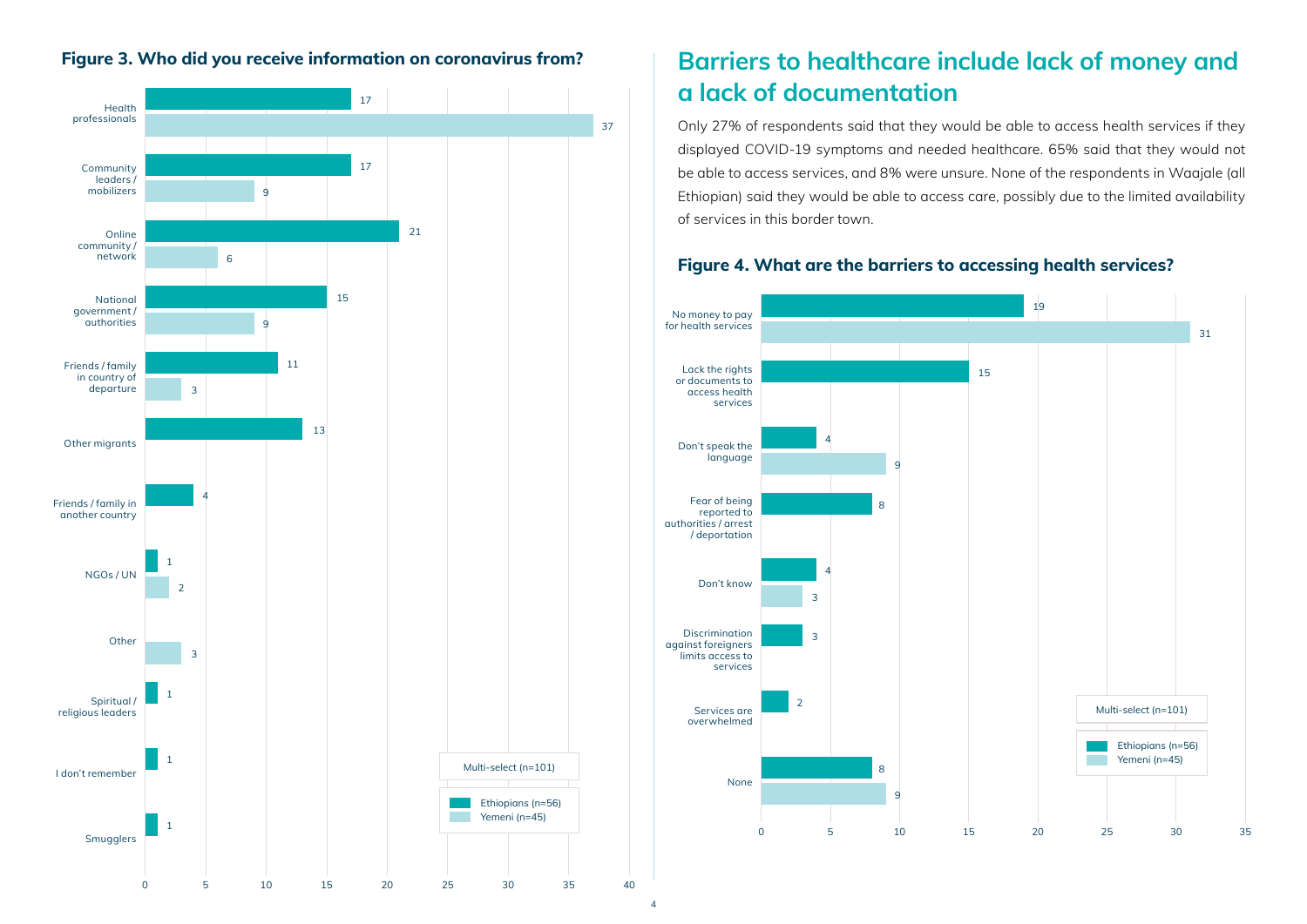### Figure 3. Who did you receive information on coronavirus from?

| Source | Ethiopians (n=56) | Yemeni (n=45) |
|---|---|---|
| Health professionals | 17 | 37 |
| Community leaders / mobilizers | 17 | 9 |
| Online community / network | 21 | 6 |
| National government / authorities | 15 | 9 |
| Friends / family in country of departure | 11 | 3 |
| Other migrants | 13 | |
| Friends / family in another country | 4 | |
| NGOs / UN | 1 | 2 |
| Other | | 3 |
| Spiritual / religious leaders | 1 | |
| I don't remember | 1 | |
| Smugglers | 1 | |

Multi-select (n=101)

## Barriers to healthcare include lack of money and a lack of documentation

Only 27% of respondents said that they would be able to access health services if they displayed COVID-19 symptoms and needed healthcare. 65% said that they would not be able to access services, and 8% were unsure. None of the respondents in Waajale (all Ethiopian) said they would be able to access care, possibly due to the limited availability of services in this border town.

### Figure 4. What are the barriers to accessing health services?

| Barrier | Ethiopians (n=56) | Yemeni (n=45) |
|---|---|---|
| No money to pay for health services | 19 | 31 |
| Lack the rights or documents to access health services | 15 | |
| Don't speak the language | 4 | 9 |
| Fear of being reported to authorities / arrest / deportation | 8 | |
| Don't know | 4 | 3 |
| Discrimination against foreigners limits access to services | 3 | |
| Services are overwhelmed | 2 | |
| None | 8 | 9 |

Multi-select (n=101)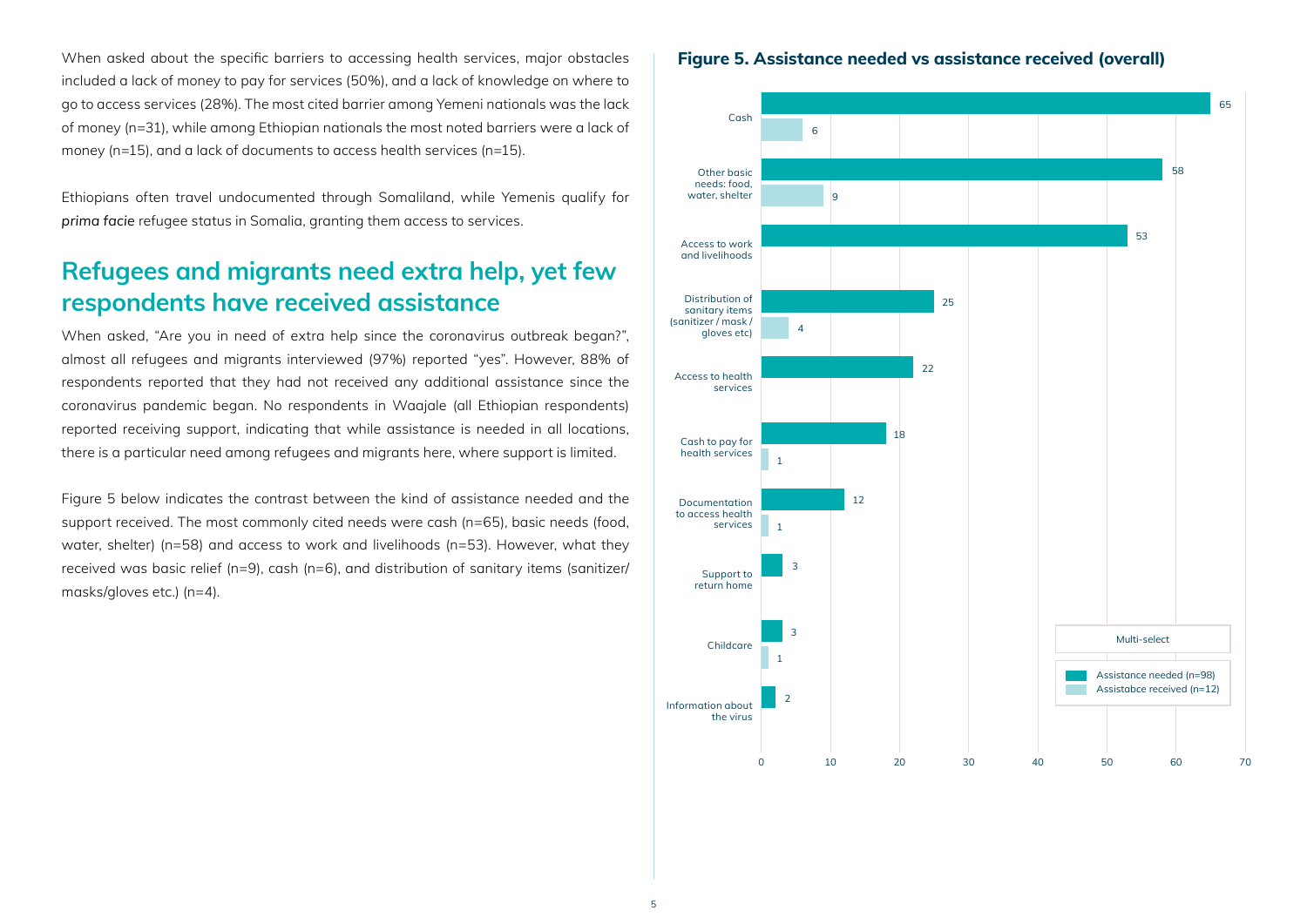When asked about the specific barriers to accessing health services, major obstacles included a lack of money to pay for services (50%), and a lack of knowledge on where to go to access services (28%). The most cited barrier among Yemeni nationals was the lack of money (n=31), while among Ethiopian nationals the most noted barriers were a lack of money (n=15), and a lack of documents to access health services (n=15).

Ethiopians often travel undocumented through Somaliland, while Yemenis qualify for *prima facie* refugee status in Somalia, granting them access to services.

## Refugees and migrants need extra help, yet few respondents have received assistance

When asked, "Are you in need of extra help since the coronavirus outbreak began?", almost all refugees and migrants interviewed (97%) reported "yes". However, 88% of respondents reported that they had not received any additional assistance since the coronavirus pandemic began. No respondents in Waajale (all Ethiopian respondents) reported receiving support, indicating that while assistance is needed in all locations, there is a particular need among refugees and migrants here, where support is limited.

Figure 5 below indicates the contrast between the kind of assistance needed and the support received. The most commonly cited needs were cash (n=65), basic needs (food, water, shelter) (n=58) and access to work and livelihoods (n=53). However, what they received was basic relief (n=9), cash (n=6), and distribution of sanitary items (sanitizer/masks/gloves etc.) (n=4).

**Figure 5. Assistance needed vs assistance received (overall)**

| | Assistance needed (n=98) | Assistabce received (n=12) |
|---|---|---|
| Cash | 65 | 6 |
| Other basic needs: food, water, shelter | 58 | 9 |
| Access to work and livelihoods | 53 | |
| Distribution of sanitary items (sanitizer / mask / gloves etc) | 25 | 4 |
| Access to health services | 22 | |
| Cash to pay for health services | 18 | 1 |
| Documentation to access health services | 12 | 1 |
| Support to return home | 3 | |
| Childcare | 3 | 1 |
| Information about the virus | 2 | |

Multi-select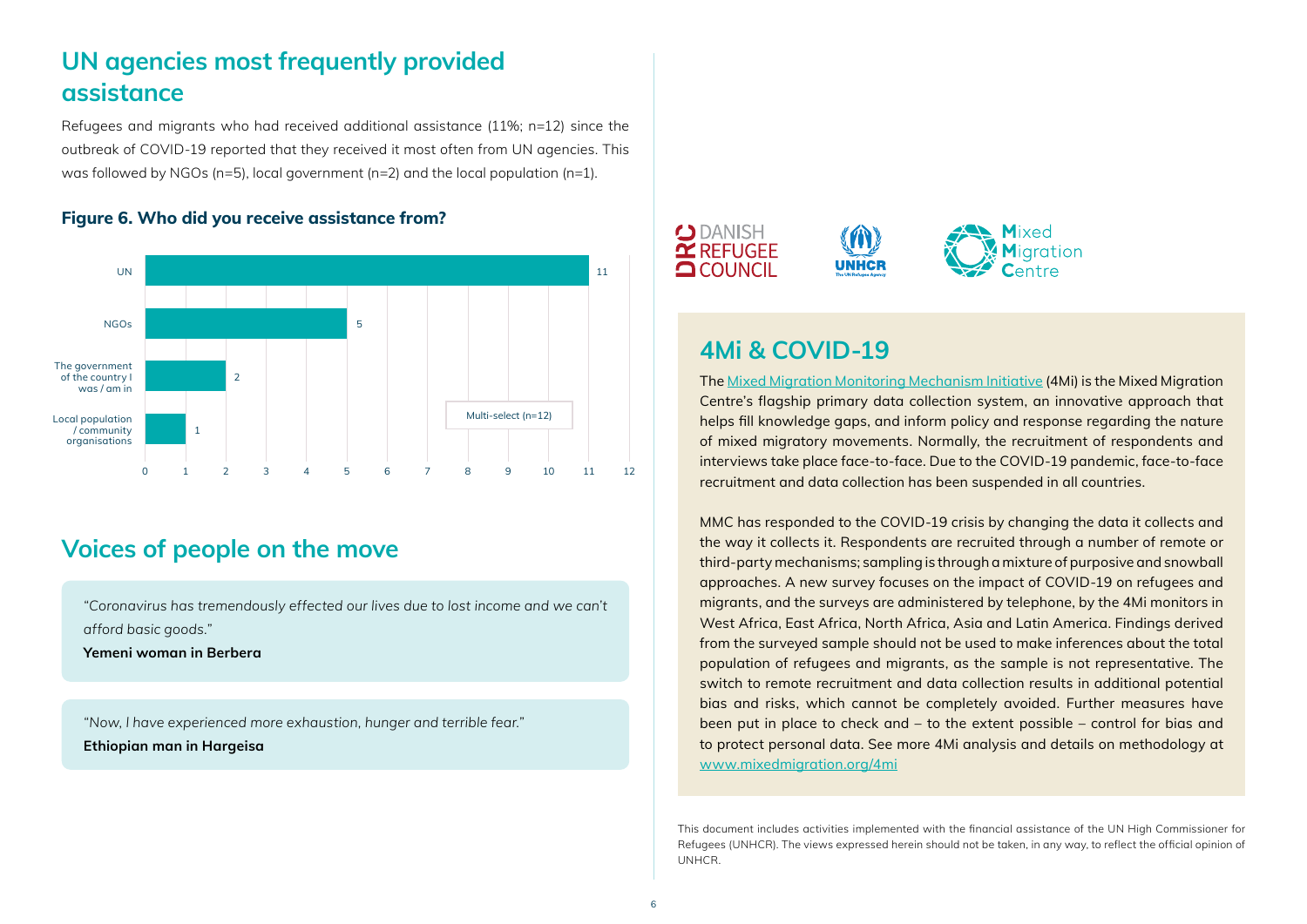## UN agencies most frequently provided assistance

Refugees and migrants who had received additional assistance (11%; n=12) since the outbreak of COVID-19 reported that they received it most often from UN agencies. This was followed by NGOs (n=5), local government (n=2) and the local population (n=1).

**Figure 6. Who did you receive assistance from?**

| Source | Count |
| --- | --- |
| UN | 11 |
| NGOs | 5 |
| The government of the country I was / am in | 2 |
| Local population / community organisations | 1 |

Multi-select (n=12)

## Voices of people on the move

*"Coronavirus has tremendously effected our lives due to lost income and we can't afford basic goods."*

**Yemeni woman in Berbera**

*"Now, I have experienced more exhaustion, hunger and terrible fear."*

**Ethiopian man in Hargeisa**

DANISH REFUGEE COUNCIL — UNHCR — Mixed Migration Centre

## 4Mi & COVID-19

The Mixed Migration Monitoring Mechanism Initiative (4Mi) is the Mixed Migration Centre's flagship primary data collection system, an innovative approach that helps fill knowledge gaps, and inform policy and response regarding the nature of mixed migratory movements. Normally, the recruitment of respondents and interviews take place face-to-face. Due to the COVID-19 pandemic, face-to-face recruitment and data collection has been suspended in all countries.

MMC has responded to the COVID-19 crisis by changing the data it collects and the way it collects it. Respondents are recruited through a number of remote or third-party mechanisms; sampling is through a mixture of purposive and snowball approaches. A new survey focuses on the impact of COVID-19 on refugees and migrants, and the surveys are administered by telephone, by the 4Mi monitors in West Africa, East Africa, North Africa, Asia and Latin America. Findings derived from the surveyed sample should not be used to make inferences about the total population of refugees and migrants, as the sample is not representative. The switch to remote recruitment and data collection results in additional potential bias and risks, which cannot be completely avoided. Further measures have been put in place to check and – to the extent possible – control for bias and to protect personal data. See more 4Mi analysis and details on methodology at www.mixedmigration.org/4mi

This document includes activities implemented with the financial assistance of the UN High Commissioner for Refugees (UNHCR). The views expressed herein should not be taken, in any way, to reflect the official opinion of UNHCR.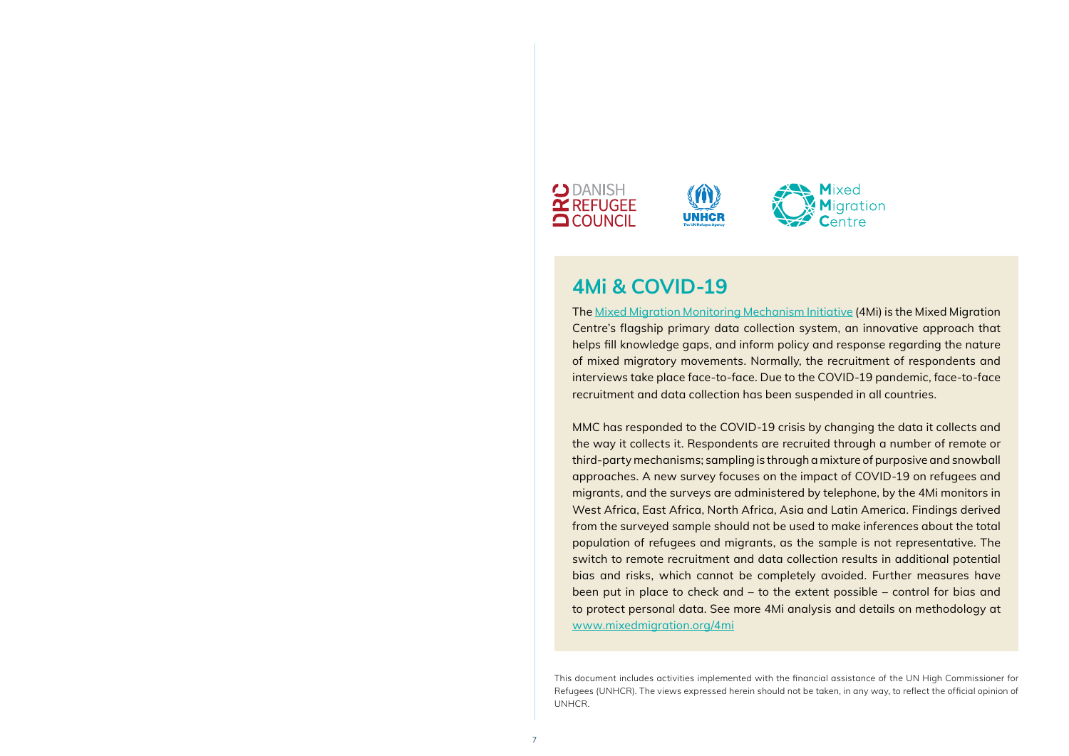## 4Mi & COVID-19

The [Mixed Migration Monitoring Mechanism Initiative](https://www.mixedmigration.org/4mi) (4Mi) is the Mixed Migration Centre's flagship primary data collection system, an innovative approach that helps fill knowledge gaps, and inform policy and response regarding the nature of mixed migratory movements. Normally, the recruitment of respondents and interviews take place face-to-face. Due to the COVID-19 pandemic, face-to-face recruitment and data collection has been suspended in all countries.

MMC has responded to the COVID-19 crisis by changing the data it collects and the way it collects it. Respondents are recruited through a number of remote or third-party mechanisms; sampling is through a mixture of purposive and snowball approaches. A new survey focuses on the impact of COVID-19 on refugees and migrants, and the surveys are administered by telephone, by the 4Mi monitors in West Africa, East Africa, North Africa, Asia and Latin America. Findings derived from the surveyed sample should not be used to make inferences about the total population of refugees and migrants, as the sample is not representative. The switch to remote recruitment and data collection results in additional potential bias and risks, which cannot be completely avoided. Further measures have been put in place to check and – to the extent possible – control for bias and to protect personal data. See more 4Mi analysis and details on methodology at [www.mixedmigration.org/4mi](http://www.mixedmigration.org/4mi)

This document includes activities implemented with the financial assistance of the UN High Commissioner for Refugees (UNHCR). The views expressed herein should not be taken, in any way, to reflect the official opinion of UNHCR.